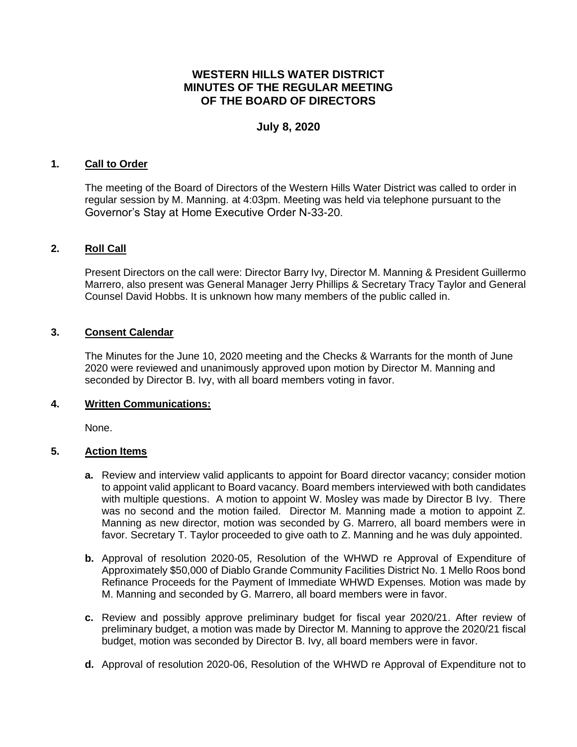# WESTERN HILLS WATER DISTRICT
# MINUTES OF THE REGULAR MEETING
# OF THE BOARD OF DIRECTORS

## July 8, 2020

### 1. Call to Order

The meeting of the Board of Directors of the Western Hills Water District was called to order in regular session by M. Manning. at 4:03pm. Meeting was held via telephone pursuant to the Governor's Stay at Home Executive Order N-33-20.

### 2. Roll Call

Present Directors on the call were: Director Barry Ivy, Director M. Manning & President Guillermo Marrero, also present was General Manager Jerry Phillips & Secretary Tracy Taylor and General Counsel David Hobbs. It is unknown how many members of the public called in.

### 3. Consent Calendar

The Minutes for the June 10, 2020 meeting and the Checks & Warrants for the month of June 2020 were reviewed and unanimously approved upon motion by Director M. Manning and seconded by Director B. Ivy, with all board members voting in favor.

### 4. Written Communications:

None.

### 5. Action Items

- **a.** Review and interview valid applicants to appoint for Board director vacancy; consider motion to appoint valid applicant to Board vacancy. Board members interviewed with both candidates with multiple questions. A motion to appoint W. Mosley was made by Director B Ivy. There was no second and the motion failed. Director M. Manning made a motion to appoint Z. Manning as new director, motion was seconded by G. Marrero, all board members were in favor. Secretary T. Taylor proceeded to give oath to Z. Manning and he was duly appointed.

- **b.** Approval of resolution 2020-05, Resolution of the WHWD re Approval of Expenditure of Approximately $50,000 of Diablo Grande Community Facilities District No. 1 Mello Roos bond Refinance Proceeds for the Payment of Immediate WHWD Expenses. Motion was made by M. Manning and seconded by G. Marrero, all board members were in favor.

- **c.** Review and possibly approve preliminary budget for fiscal year 2020/21. After review of preliminary budget, a motion was made by Director M. Manning to approve the 2020/21 fiscal budget, motion was seconded by Director B. Ivy, all board members were in favor.

- **d.** Approval of resolution 2020-06, Resolution of the WHWD re Approval of Expenditure not to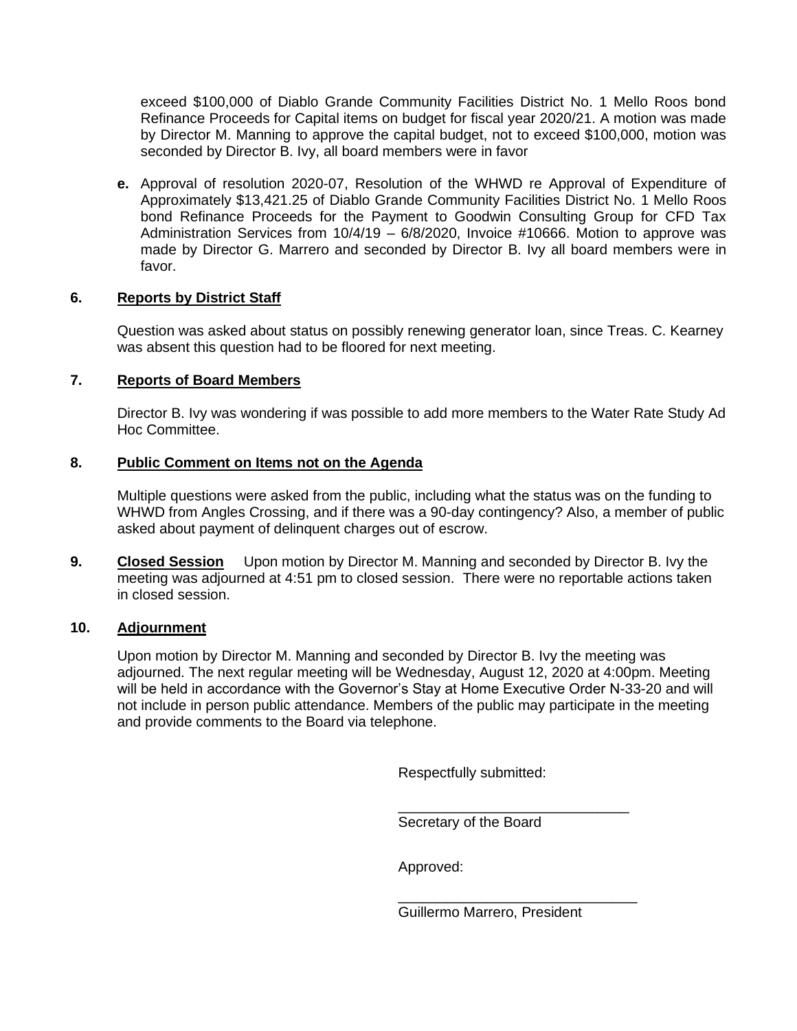exceed $100,000 of Diablo Grande Community Facilities District No. 1 Mello Roos bond Refinance Proceeds for Capital items on budget for fiscal year 2020/21. A motion was made by Director M. Manning to approve the capital budget, not to exceed $100,000, motion was seconded by Director B. Ivy, all board members were in favor

**e.** Approval of resolution 2020-07, Resolution of the WHWD re Approval of Expenditure of Approximately $13,421.25 of Diablo Grande Community Facilities District No. 1 Mello Roos bond Refinance Proceeds for the Payment to Goodwin Consulting Group for CFD Tax Administration Services from 10/4/19 – 6/8/2020, Invoice #10666. Motion to approve was made by Director G. Marrero and seconded by Director B. Ivy all board members were in favor.

**6. Reports by District Staff**

Question was asked about status on possibly renewing generator loan, since Treas. C. Kearney was absent this question had to be floored for next meeting.

**7. Reports of Board Members**

Director B. Ivy was wondering if was possible to add more members to the Water Rate Study Ad Hoc Committee.

**8. Public Comment on Items not on the Agenda**

Multiple questions were asked from the public, including what the status was on the funding to WHWD from Angles Crossing, and if there was a 90-day contingency? Also, a member of public asked about payment of delinquent charges out of escrow.

**9. Closed Session** Upon motion by Director M. Manning and seconded by Director B. Ivy the meeting was adjourned at 4:51 pm to closed session. There were no reportable actions taken in closed session.

**10. Adjournment**

Upon motion by Director M. Manning and seconded by Director B. Ivy the meeting was adjourned. The next regular meeting will be Wednesday, August 12, 2020 at 4:00pm. Meeting will be held in accordance with the Governor's Stay at Home Executive Order N-33-20 and will not include in person public attendance. Members of the public may participate in the meeting and provide comments to the Board via telephone.

Respectfully submitted:

\_\_\_\_\_\_\_\_\_\_\_\_\_\_\_\_\_\_\_\_\_\_\_\_\_\_\_\_\_\_

Secretary of the Board

Approved:

\_\_\_\_\_\_\_\_\_\_\_\_\_\_\_\_\_\_\_\_\_\_\_\_\_\_\_\_\_\_

Guillermo Marrero, President